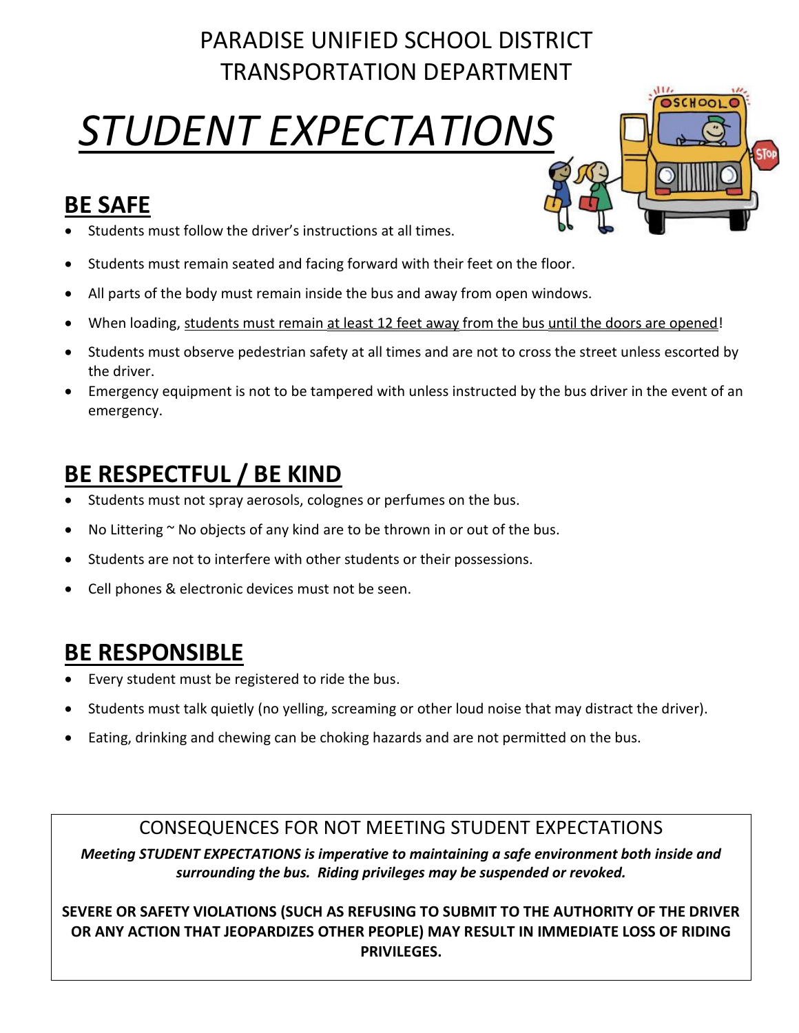PARADISE UNIFIED SCHOOL DISTRICT
TRANSPORTATION DEPARTMENT

# STUDENT EXPECTATIONS

## BE SAFE

- Students must follow the driver's instructions at all times.
- Students must remain seated and facing forward with their feet on the floor.
- All parts of the body must remain inside the bus and away from open windows.
- When loading, <u>students must remain</u> <u>at least 12 feet away</u> <u>from the bus</u> <u>until the doors are opened</u>!
- Students must observe pedestrian safety at all times and are not to cross the street unless escorted by the driver.
- Emergency equipment is not to be tampered with unless instructed by the bus driver in the event of an emergency.

## BE RESPECTFUL / BE KIND

- Students must not spray aerosols, colognes or perfumes on the bus.
- No Littering ~ No objects of any kind are to be thrown in or out of the bus.
- Students are not to interfere with other students or their possessions.
- Cell phones & electronic devices must not be seen.

## BE RESPONSIBLE

- Every student must be registered to ride the bus.
- Students must talk quietly (no yelling, screaming or other loud noise that may distract the driver).
- Eating, drinking and chewing can be choking hazards and are not permitted on the bus.

CONSEQUENCES FOR NOT MEETING STUDENT EXPECTATIONS

***Meeting STUDENT EXPECTATIONS is imperative to maintaining a safe environment both inside and surrounding the bus. Riding privileges may be suspended or revoked.***

**SEVERE OR SAFETY VIOLATIONS (SUCH AS REFUSING TO SUBMIT TO THE AUTHORITY OF THE DRIVER OR ANY ACTION THAT JEOPARDIZES OTHER PEOPLE) MAY RESULT IN IMMEDIATE LOSS OF RIDING PRIVILEGES.**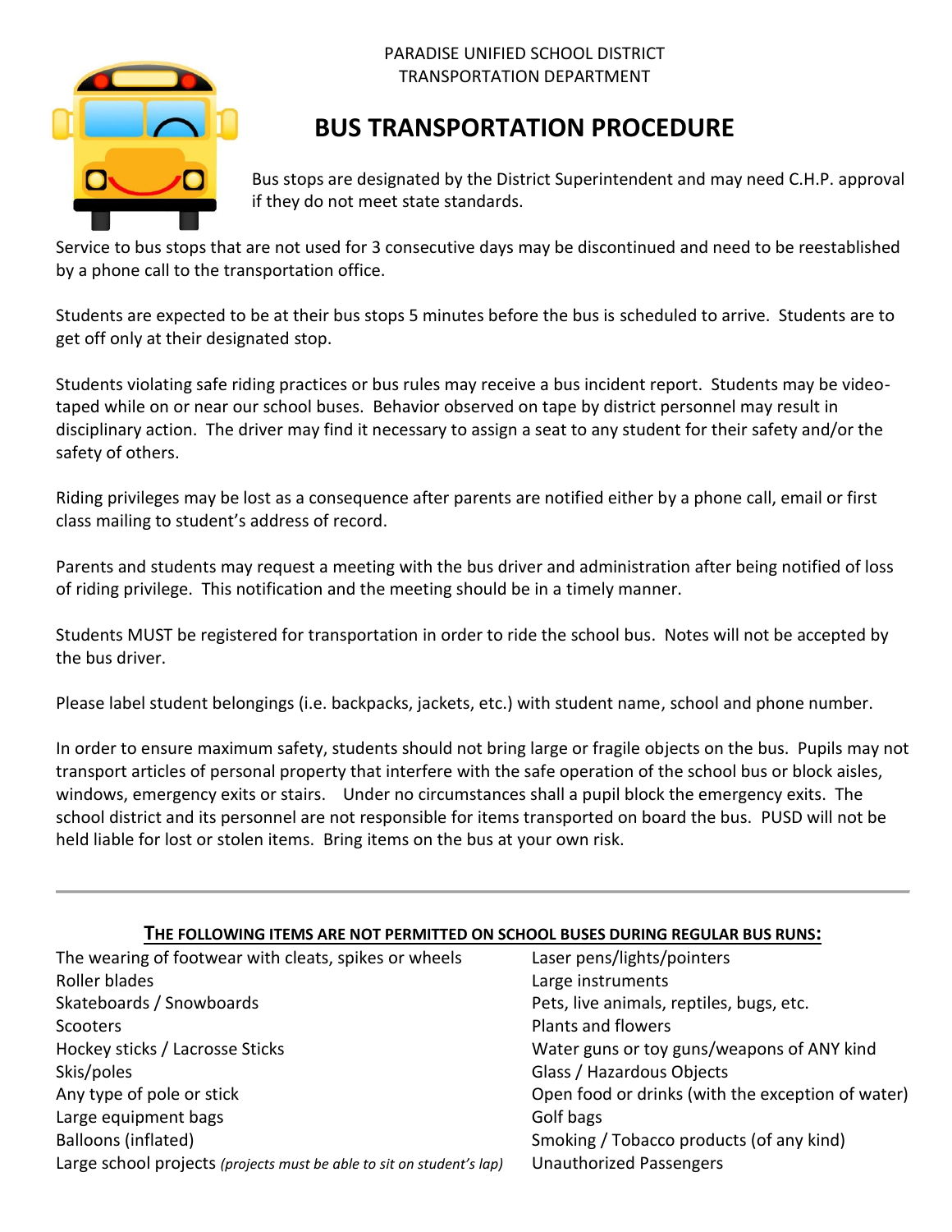PARADISE UNIFIED SCHOOL DISTRICT
TRANSPORTATION DEPARTMENT

# BUS TRANSPORTATION PROCEDURE

Bus stops are designated by the District Superintendent and may need C.H.P. approval if they do not meet state standards.

Service to bus stops that are not used for 3 consecutive days may be discontinued and need to be reestablished by a phone call to the transportation office.

Students are expected to be at their bus stops 5 minutes before the bus is scheduled to arrive. Students are to get off only at their designated stop.

Students violating safe riding practices or bus rules may receive a bus incident report. Students may be video-taped while on or near our school buses. Behavior observed on tape by district personnel may result in disciplinary action. The driver may find it necessary to assign a seat to any student for their safety and/or the safety of others.

Riding privileges may be lost as a consequence after parents are notified either by a phone call, email or first class mailing to student's address of record.

Parents and students may request a meeting with the bus driver and administration after being notified of loss of riding privilege. This notification and the meeting should be in a timely manner.

Students MUST be registered for transportation in order to ride the school bus. Notes will not be accepted by the bus driver.

Please label student belongings (i.e. backpacks, jackets, etc.) with student name, school and phone number.

In order to ensure maximum safety, students should not bring large or fragile objects on the bus. Pupils may not transport articles of personal property that interfere with the safe operation of the school bus or block aisles, windows, emergency exits or stairs. Under no circumstances shall a pupil block the emergency exits. The school district and its personnel are not responsible for items transported on board the bus. PUSD will not be held liable for lost or stolen items. Bring items on the bus at your own risk.

---

**THE FOLLOWING ITEMS ARE NOT PERMITTED ON SCHOOL BUSES DURING REGULAR BUS RUNS:**

- The wearing of footwear with cleats, spikes or wheels
- Roller blades
- Skateboards / Snowboards
- Scooters
- Hockey sticks / Lacrosse Sticks
- Skis/poles
- Any type of pole or stick
- Large equipment bags
- Balloons (inflated)
- Large school projects *(projects must be able to sit on student's lap)*
- Laser pens/lights/pointers
- Large instruments
- Pets, live animals, reptiles, bugs, etc.
- Plants and flowers
- Water guns or toy guns/weapons of ANY kind
- Glass / Hazardous Objects
- Open food or drinks (with the exception of water)
- Golf bags
- Smoking / Tobacco products (of any kind)
- Unauthorized Passengers